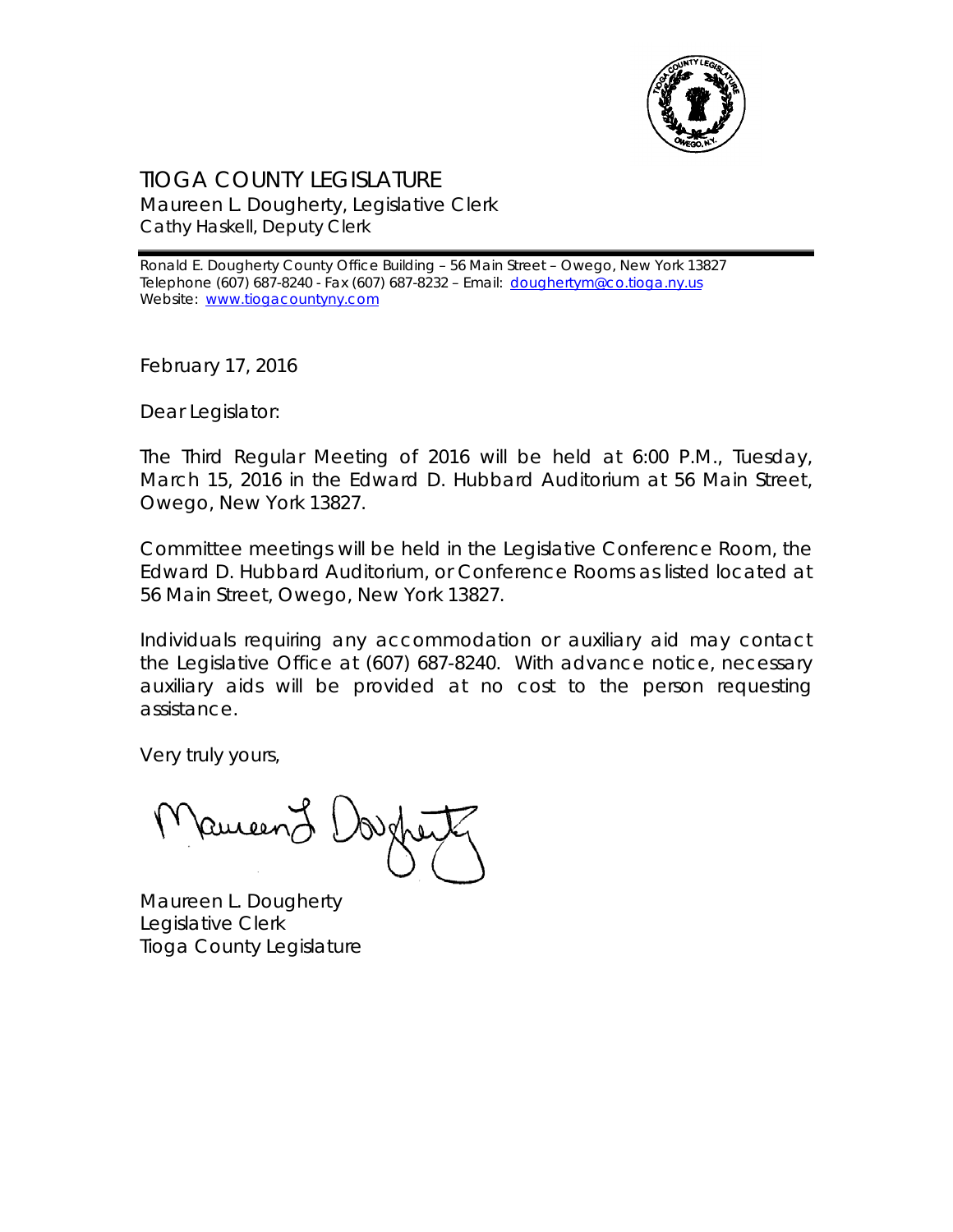# TIOGA COUNTY LEGISLATURE

Maureen L. Dougherty, Legislative Clerk
Cathy Haskell, Deputy Clerk

---

Ronald E. Dougherty County Office Building – 56 Main Street – Owego, New York 13827
Telephone (607) 687-8240 - Fax (607) 687-8232 – Email: doughertym@co.tioga.ny.us
Website: www.tiogacountyny.com

February 17, 2016

Dear Legislator:

The Third Regular Meeting of 2016 will be held at 6:00 P.M., Tuesday, March 15, 2016 in the Edward D. Hubbard Auditorium at 56 Main Street, Owego, New York 13827.

Committee meetings will be held in the Legislative Conference Room, the Edward D. Hubbard Auditorium, or Conference Rooms as listed located at 56 Main Street, Owego, New York 13827.

Individuals requiring any accommodation or auxiliary aid may contact the Legislative Office at (607) 687-8240. With advance notice, necessary auxiliary aids will be provided at no cost to the person requesting assistance.

Very truly yours,

Maureen L. Dougherty

Maureen L. Dougherty
Legislative Clerk
Tioga County Legislature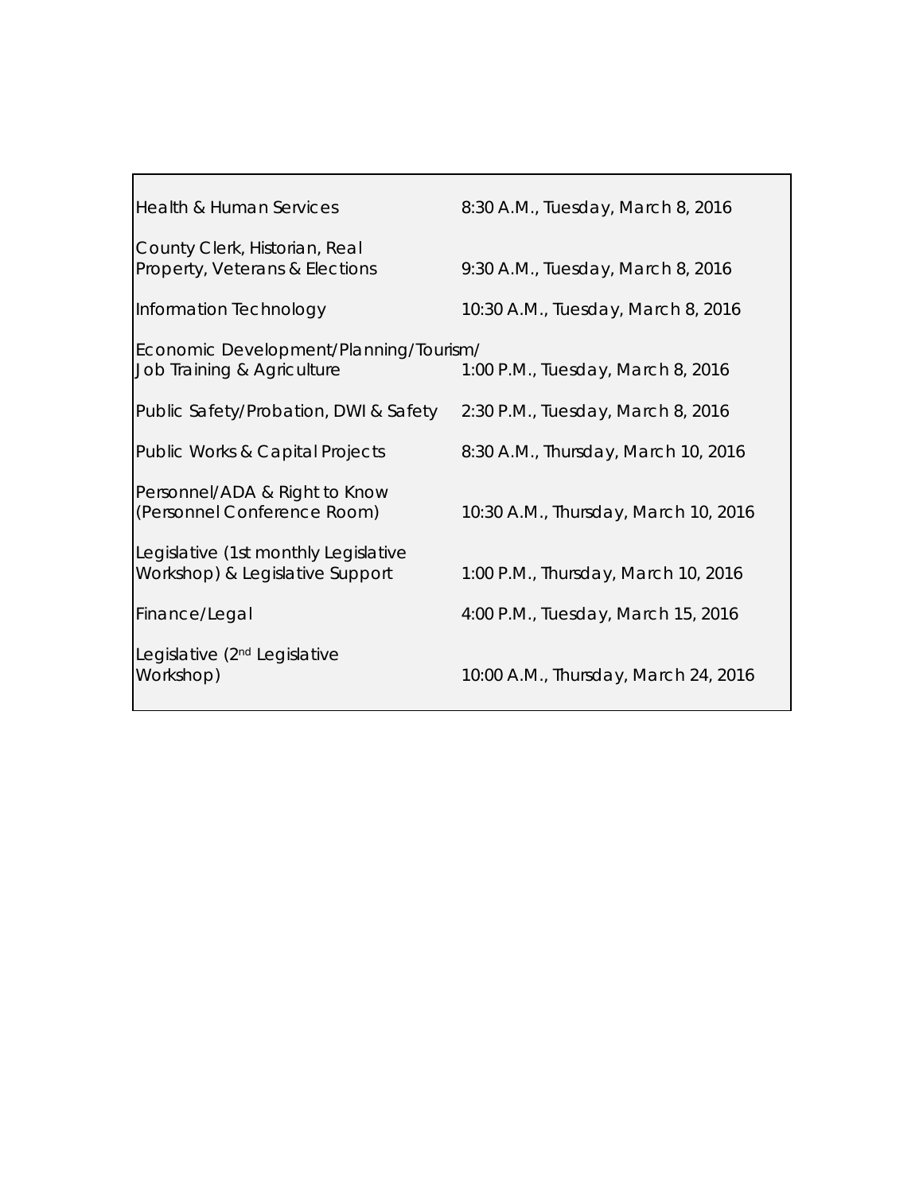| | |
|---|---|
| Health & Human Services | 8:30 A.M., Tuesday, March 8, 2016 |
| County Clerk, Historian, Real Property, Veterans & Elections | 9:30 A.M., Tuesday, March 8, 2016 |
| Information Technology | 10:30 A.M., Tuesday, March 8, 2016 |
| Economic Development/Planning/Tourism/ Job Training & Agriculture | 1:00 P.M., Tuesday, March 8, 2016 |
| Public Safety/Probation, DWI & Safety | 2:30 P.M., Tuesday, March 8, 2016 |
| Public Works & Capital Projects | 8:30 A.M., Thursday, March 10, 2016 |
| Personnel/ADA & Right to Know (Personnel Conference Room) | 10:30 A.M., Thursday, March 10, 2016 |
| Legislative (1st monthly Legislative Workshop) & Legislative Support | 1:00 P.M., Thursday, March 10, 2016 |
| Finance/Legal | 4:00 P.M., Tuesday, March 15, 2016 |
| Legislative (2nd Legislative Workshop) | 10:00 A.M., Thursday, March 24, 2016 |